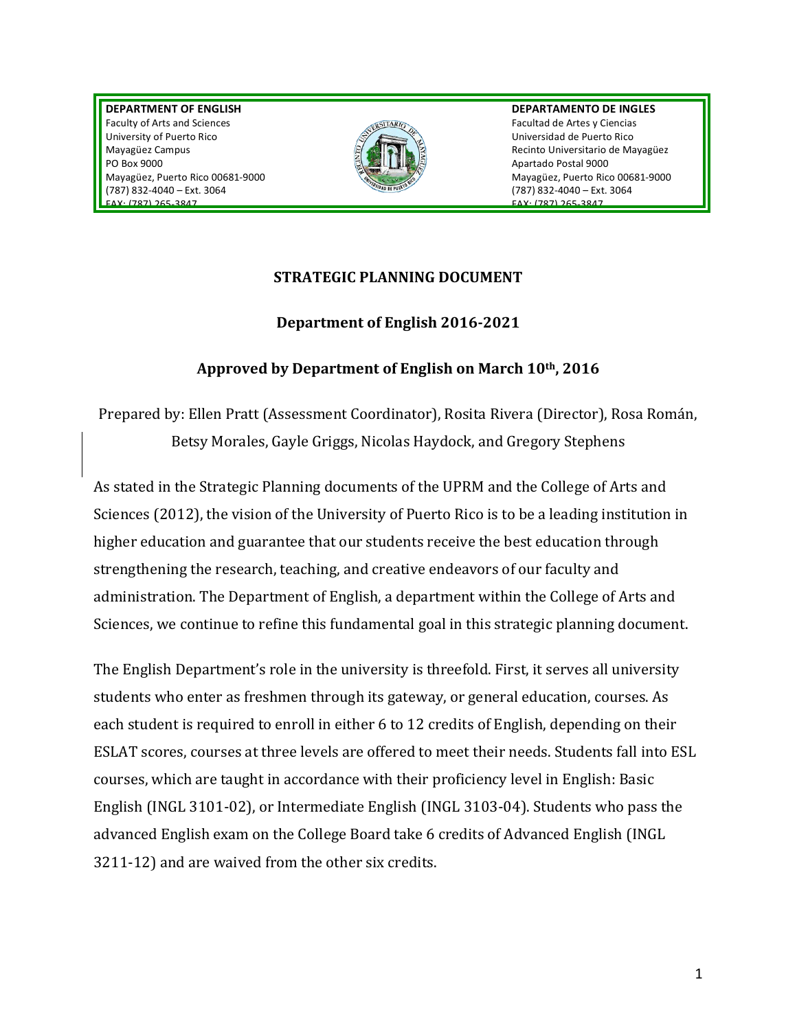| DEPARTMENT OF ENGLISH | DEPARTAMENTO DE INGLES |
|---|---|
| Faculty of Arts and Sciences | Facultad de Artes y Ciencias |
| University of Puerto Rico | Universidad de Puerto Rico |
| Mayagüez Campus | Recinto Universitario de Mayagüez |
| PO Box 9000 | Apartado Postal 9000 |
| Mayagüez, Puerto Rico 00681-9000 | Mayagüez, Puerto Rico 00681-9000 |
| (787) 832-4040 – Ext. 3064 | (787) 832-4040 – Ext. 3064 |
| FAX: (787) 265-3847 | FAX: (787) 265-3847 |

## STRATEGIC PLANNING DOCUMENT

## Department of English 2016-2021

## Approved by Department of English on March 10th, 2016

Prepared by: Ellen Pratt (Assessment Coordinator), Rosita Rivera (Director), Rosa Román, Betsy Morales, Gayle Griggs, Nicolas Haydock, and Gregory Stephens

As stated in the Strategic Planning documents of the UPRM and the College of Arts and Sciences (2012), the vision of the University of Puerto Rico is to be a leading institution in higher education and guarantee that our students receive the best education through strengthening the research, teaching, and creative endeavors of our faculty and administration. The Department of English, a department within the College of Arts and Sciences, we continue to refine this fundamental goal in this strategic planning document.

The English Department's role in the university is threefold. First, it serves all university students who enter as freshmen through its gateway, or general education, courses. As each student is required to enroll in either 6 to 12 credits of English, depending on their ESLAT scores, courses at three levels are offered to meet their needs. Students fall into ESL courses, which are taught in accordance with their proficiency level in English: Basic English (INGL 3101-02), or Intermediate English (INGL 3103-04). Students who pass the advanced English exam on the College Board take 6 credits of Advanced English (INGL 3211-12) and are waived from the other six credits.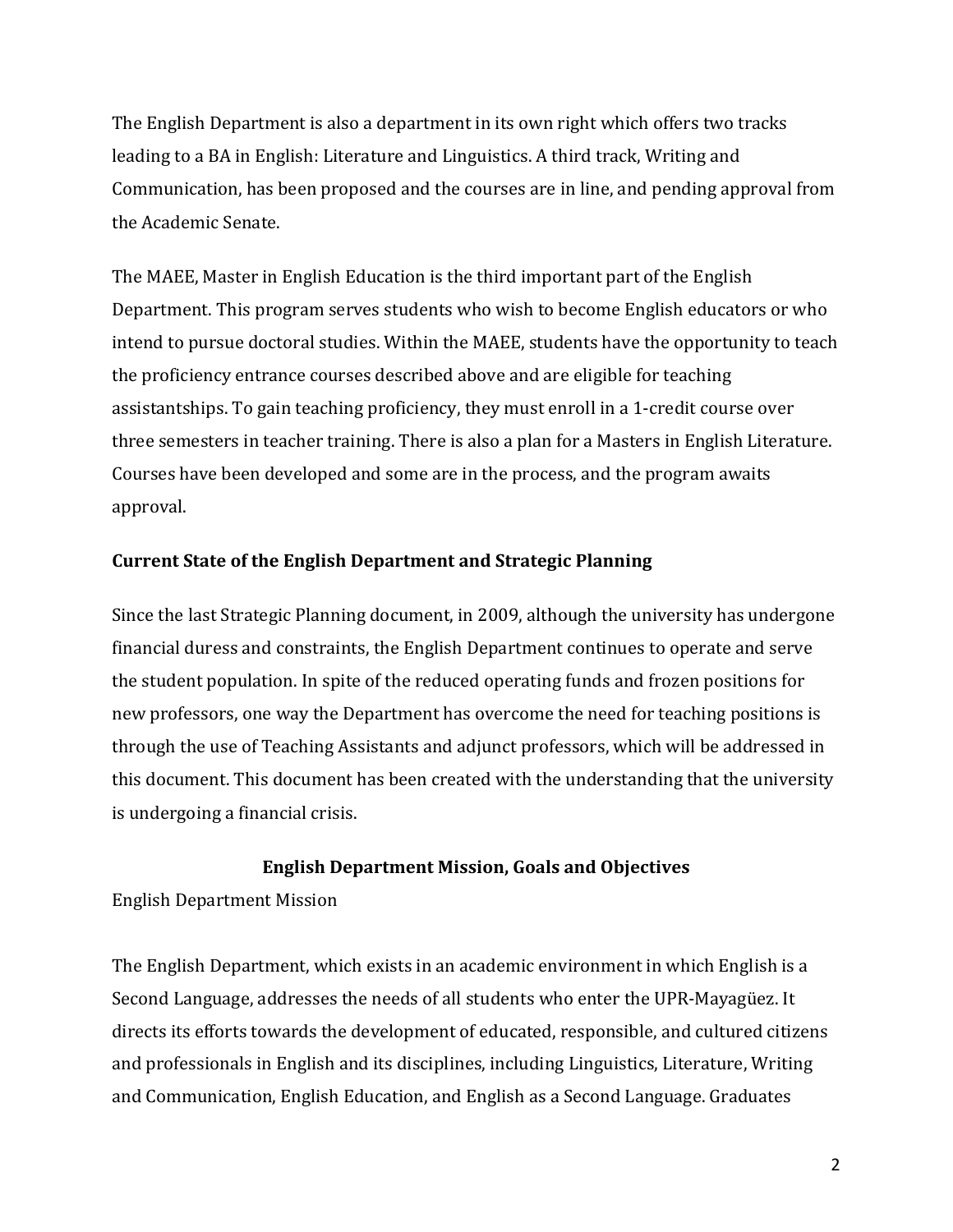The English Department is also a department in its own right which offers two tracks leading to a BA in English: Literature and Linguistics. A third track, Writing and Communication, has been proposed and the courses are in line, and pending approval from the Academic Senate.

The MAEE, Master in English Education is the third important part of the English Department. This program serves students who wish to become English educators or who intend to pursue doctoral studies. Within the MAEE, students have the opportunity to teach the proficiency entrance courses described above and are eligible for teaching assistantships. To gain teaching proficiency, they must enroll in a 1-credit course over three semesters in teacher training. There is also a plan for a Masters in English Literature. Courses have been developed and some are in the process, and the program awaits approval.

## Current State of the English Department and Strategic Planning

Since the last Strategic Planning document, in 2009, although the university has undergone financial duress and constraints, the English Department continues to operate and serve the student population. In spite of the reduced operating funds and frozen positions for new professors, one way the Department has overcome the need for teaching positions is through the use of Teaching Assistants and adjunct professors, which will be addressed in this document. This document has been created with the understanding that the university is undergoing a financial crisis.

## English Department Mission, Goals and Objectives

English Department Mission

The English Department, which exists in an academic environment in which English is a Second Language, addresses the needs of all students who enter the UPR-Mayagüez. It directs its efforts towards the development of educated, responsible, and cultured citizens and professionals in English and its disciplines, including Linguistics, Literature, Writing and Communication, English Education, and English as a Second Language. Graduates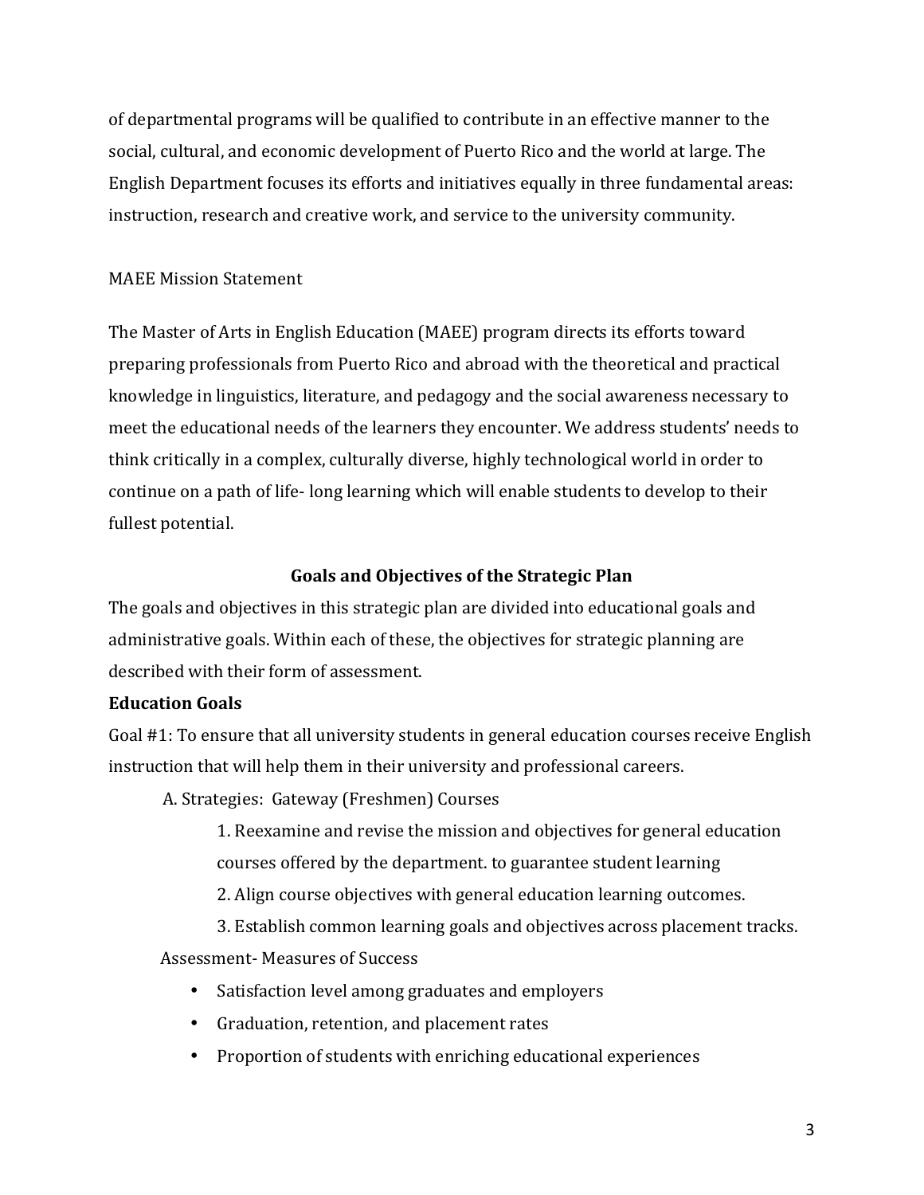of departmental programs will be qualified to contribute in an effective manner to the social, cultural, and economic development of Puerto Rico and the world at large. The English Department focuses its efforts and initiatives equally in three fundamental areas: instruction, research and creative work, and service to the university community.

MAEE Mission Statement

The Master of Arts in English Education (MAEE) program directs its efforts toward preparing professionals from Puerto Rico and abroad with the theoretical and practical knowledge in linguistics, literature, and pedagogy and the social awareness necessary to meet the educational needs of the learners they encounter. We address students' needs to think critically in a complex, culturally diverse, highly technological world in order to continue on a path of life- long learning which will enable students to develop to their fullest potential.

## Goals and Objectives of the Strategic Plan

The goals and objectives in this strategic plan are divided into educational goals and administrative goals. Within each of these, the objectives for strategic planning are described with their form of assessment.

**Education Goals**

Goal #1: To ensure that all university students in general education courses receive English instruction that will help them in their university and professional careers.

A. Strategies: Gateway (Freshmen) Courses

1. Reexamine and revise the mission and objectives for general education courses offered by the department. to guarantee student learning
2. Align course objectives with general education learning outcomes.
3. Establish common learning goals and objectives across placement tracks.

Assessment- Measures of Success

- Satisfaction level among graduates and employers
- Graduation, retention, and placement rates
- Proportion of students with enriching educational experiences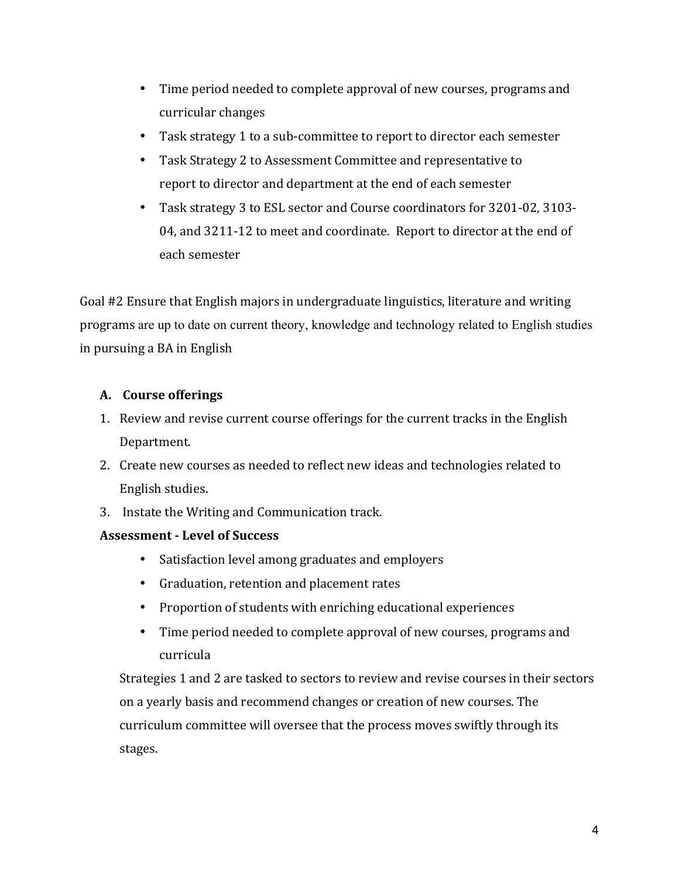- Time period needed to complete approval of new courses, programs and curricular changes
- Task strategy 1 to a sub-committee to report to director each semester
- Task Strategy 2 to Assessment Committee and representative to report to director and department at the end of each semester
- Task strategy 3 to ESL sector and Course coordinators for 3201-02, 3103-04, and 3211-12 to meet and coordinate. Report to director at the end of each semester

Goal #2 Ensure that English majors in undergraduate linguistics, literature and writing programs are up to date on current theory, knowledge and technology related to English studies in pursuing a BA in English

**A. Course offerings**

1. Review and revise current course offerings for the current tracks in the English Department.
2. Create new courses as needed to reflect new ideas and technologies related to English studies.
3. Instate the Writing and Communication track.

**Assessment - Level of Success**

- Satisfaction level among graduates and employers
- Graduation, retention and placement rates
- Proportion of students with enriching educational experiences
- Time period needed to complete approval of new courses, programs and curricula

Strategies 1 and 2 are tasked to sectors to review and revise courses in their sectors on a yearly basis and recommend changes or creation of new courses. The curriculum committee will oversee that the process moves swiftly through its stages.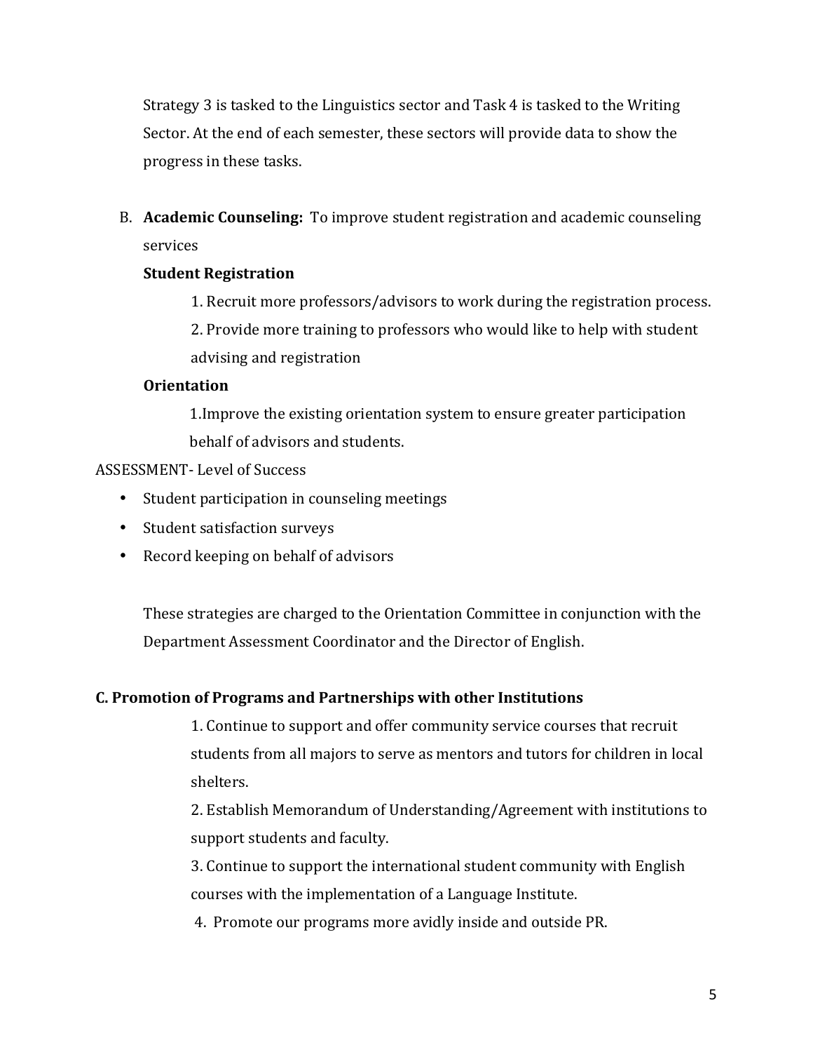Strategy 3 is tasked to the Linguistics sector and Task 4 is tasked to the Writing Sector. At the end of each semester, these sectors will provide data to show the progress in these tasks.

B. **Academic Counseling:** To improve student registration and academic counseling services

**Student Registration**

1. Recruit more professors/advisors to work during the registration process.
2. Provide more training to professors who would like to help with student advising and registration

**Orientation**

1.Improve the existing orientation system to ensure greater participation behalf of advisors and students.

ASSESSMENT- Level of Success

- Student participation in counseling meetings
- Student satisfaction surveys
- Record keeping on behalf of advisors

These strategies are charged to the Orientation Committee in conjunction with the Department Assessment Coordinator and the Director of English.

**C. Promotion of Programs and Partnerships with other Institutions**

1. Continue to support and offer community service courses that recruit students from all majors to serve as mentors and tutors for children in local shelters.
2. Establish Memorandum of Understanding/Agreement with institutions to support students and faculty.
3. Continue to support the international student community with English courses with the implementation of a Language Institute.
4. Promote our programs more avidly inside and outside PR.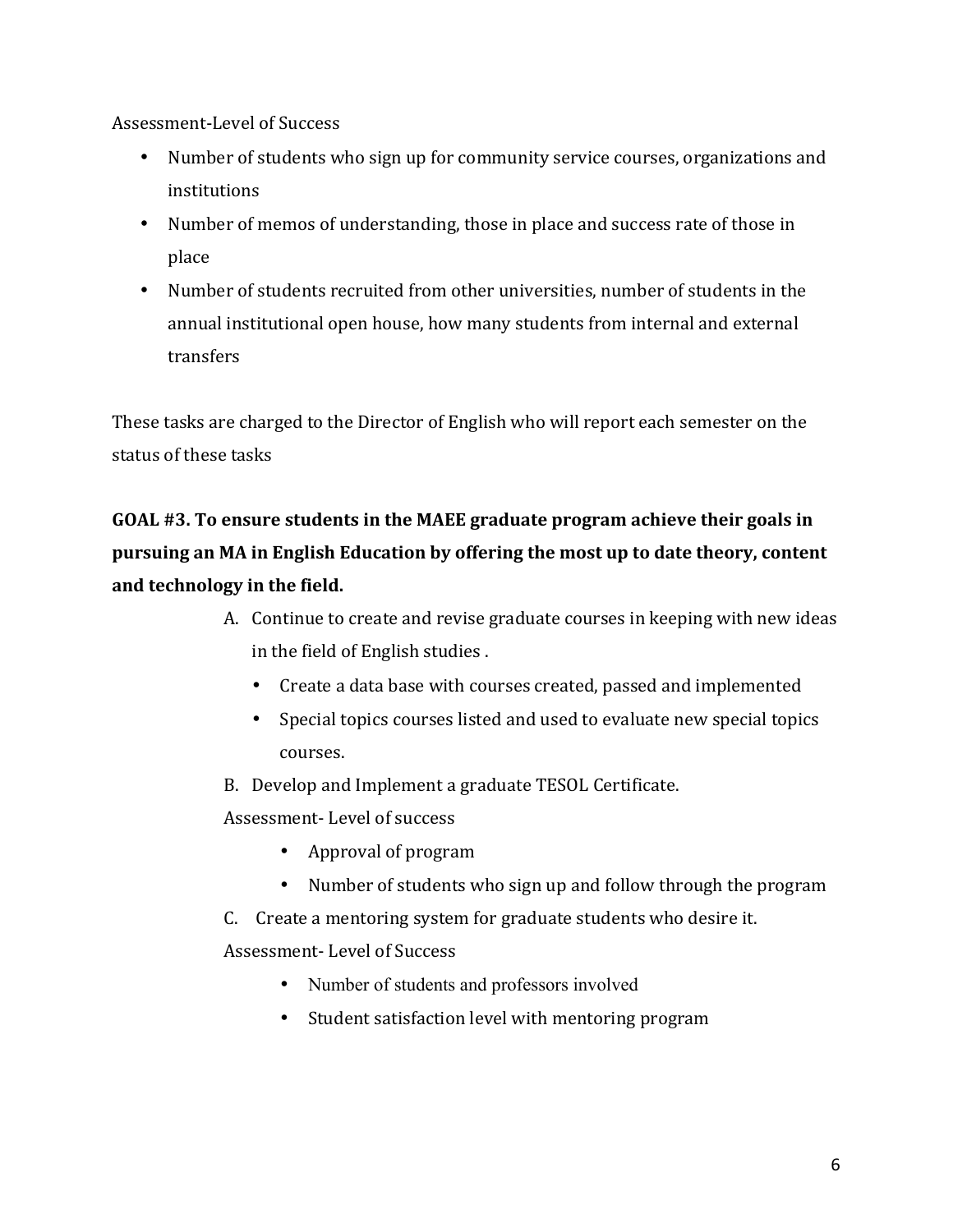Assessment-Level of Success

- Number of students who sign up for community service courses, organizations and institutions
- Number of memos of understanding, those in place and success rate of those in place
- Number of students recruited from other universities, number of students in the annual institutional open house, how many students from internal and external transfers

These tasks are charged to the Director of English who will report each semester on the status of these tasks

**GOAL #3. To ensure students in the MAEE graduate program achieve their goals in pursuing an MA in English Education by offering the most up to date theory, content and technology in the field.**

A. Continue to create and revise graduate courses in keeping with new ideas in the field of English studies .
   - Create a data base with courses created, passed and implemented
   - Special topics courses listed and used to evaluate new special topics courses.

B. Develop and Implement a graduate TESOL Certificate.

Assessment- Level of success

- Approval of program
- Number of students who sign up and follow through the program

C. Create a mentoring system for graduate students who desire it.

Assessment- Level of Success

- Number of students and professors involved
- Student satisfaction level with mentoring program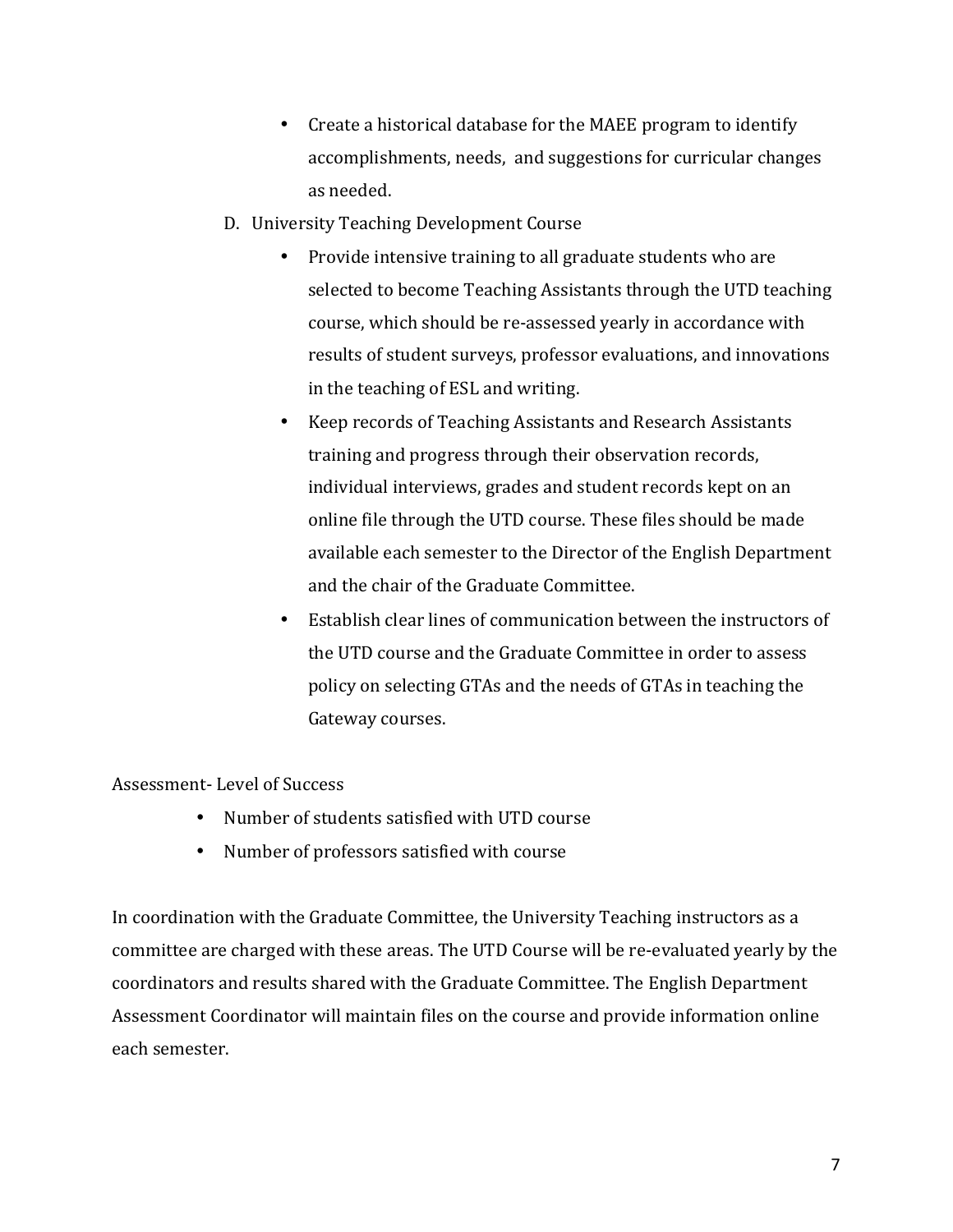- Create a historical database for the MAEE program to identify accomplishments, needs, and suggestions for curricular changes as needed.

D. University Teaching Development Course

- Provide intensive training to all graduate students who are selected to become Teaching Assistants through the UTD teaching course, which should be re-assessed yearly in accordance with results of student surveys, professor evaluations, and innovations in the teaching of ESL and writing.
- Keep records of Teaching Assistants and Research Assistants training and progress through their observation records, individual interviews, grades and student records kept on an online file through the UTD course. These files should be made available each semester to the Director of the English Department and the chair of the Graduate Committee.
- Establish clear lines of communication between the instructors of the UTD course and the Graduate Committee in order to assess policy on selecting GTAs and the needs of GTAs in teaching the Gateway courses.

Assessment- Level of Success

- Number of students satisfied with UTD course
- Number of professors satisfied with course

In coordination with the Graduate Committee, the University Teaching instructors as a committee are charged with these areas. The UTD Course will be re-evaluated yearly by the coordinators and results shared with the Graduate Committee. The English Department Assessment Coordinator will maintain files on the course and provide information online each semester.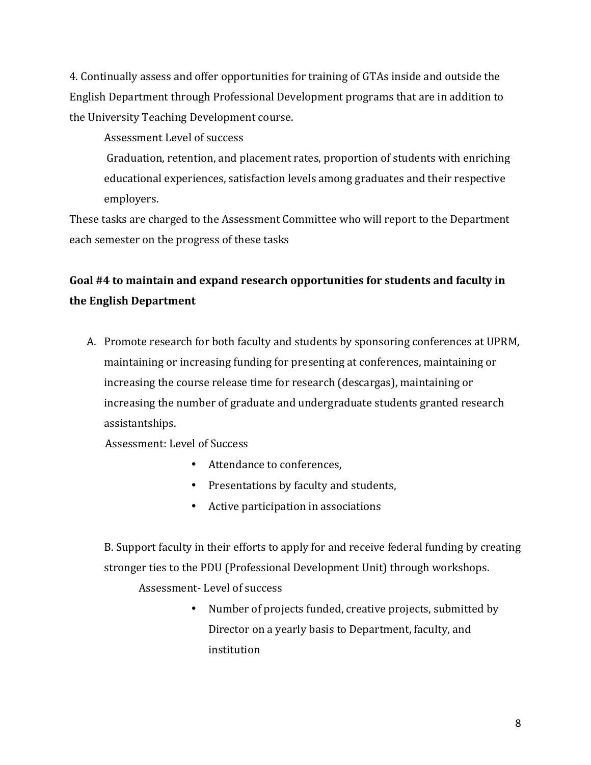4. Continually assess and offer opportunities for training of GTAs inside and outside the English Department through Professional Development programs that are in addition to the University Teaching Development course.

Assessment Level of success

Graduation, retention, and placement rates, proportion of students with enriching educational experiences, satisfaction levels among graduates and their respective employers.

These tasks are charged to the Assessment Committee who will report to the Department each semester on the progress of these tasks

**Goal #4 to maintain and expand research opportunities for students and faculty in the English Department**

A. Promote research for both faculty and students by sponsoring conferences at UPRM, maintaining or increasing funding for presenting at conferences, maintaining or increasing the course release time for research (descargas), maintaining or increasing the number of graduate and undergraduate students granted research assistantships.

Assessment: Level of Success

- Attendance to conferences,
- Presentations by faculty and students,
- Active participation in associations

B. Support faculty in their efforts to apply for and receive federal funding by creating stronger ties to the PDU (Professional Development Unit) through workshops.

Assessment- Level of success

- Number of projects funded, creative projects, submitted by Director on a yearly basis to Department, faculty, and institution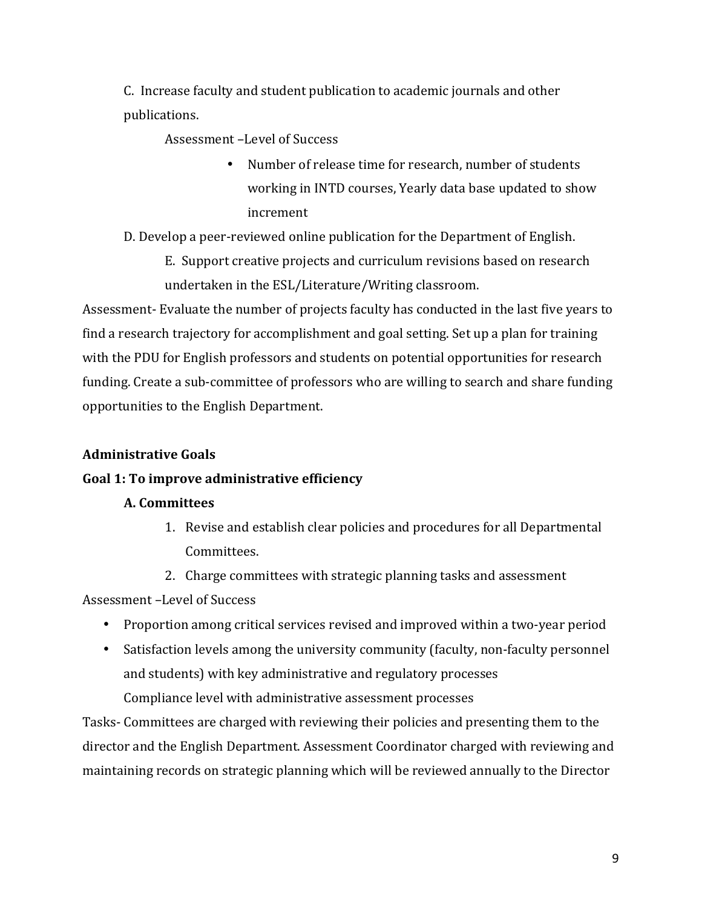C. Increase faculty and student publication to academic journals and other publications.

Assessment –Level of Success

- Number of release time for research, number of students working in INTD courses, Yearly data base updated to show increment

D. Develop a peer-reviewed online publication for the Department of English.

E. Support creative projects and curriculum revisions based on research undertaken in the ESL/Literature/Writing classroom.

Assessment- Evaluate the number of projects faculty has conducted in the last five years to find a research trajectory for accomplishment and goal setting. Set up a plan for training with the PDU for English professors and students on potential opportunities for research funding. Create a sub-committee of professors who are willing to search and share funding opportunities to the English Department.

**Administrative Goals**

**Goal 1: To improve administrative efficiency**

**A. Committees**

1. Revise and establish clear policies and procedures for all Departmental Committees.
2. Charge committees with strategic planning tasks and assessment

Assessment –Level of Success

- Proportion among critical services revised and improved within a two-year period
- Satisfaction levels among the university community (faculty, non-faculty personnel and students) with key administrative and regulatory processes
  Compliance level with administrative assessment processes

Tasks- Committees are charged with reviewing their policies and presenting them to the director and the English Department. Assessment Coordinator charged with reviewing and maintaining records on strategic planning which will be reviewed annually to the Director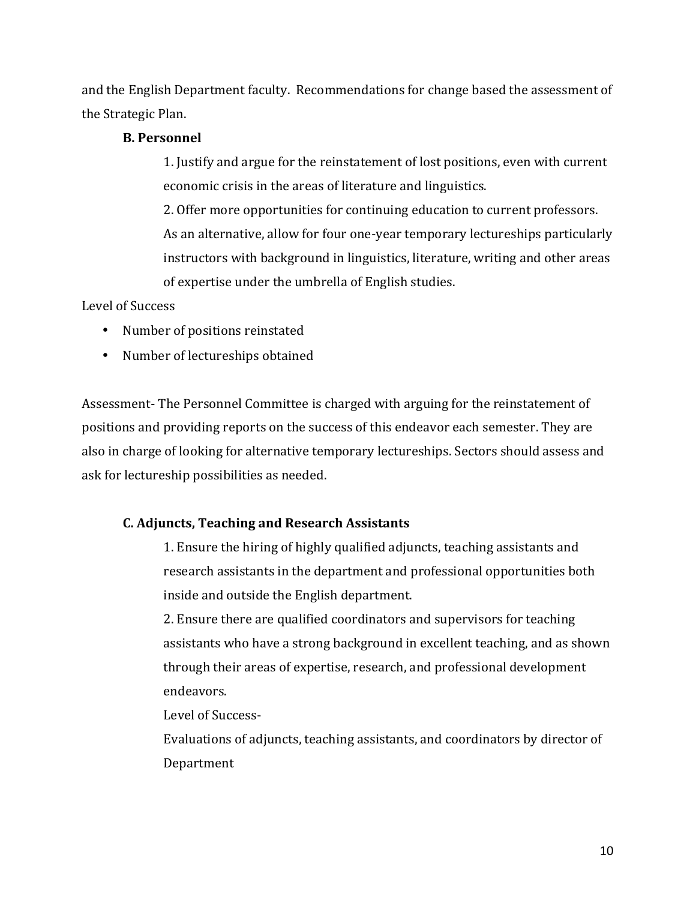and the English Department faculty. Recommendations for change based the assessment of the Strategic Plan.

**B. Personnel**

1. Justify and argue for the reinstatement of lost positions, even with current economic crisis in the areas of literature and linguistics.
2. Offer more opportunities for continuing education to current professors. As an alternative, allow for four one-year temporary lectureships particularly instructors with background in linguistics, literature, writing and other areas of expertise under the umbrella of English studies.

Level of Success

- Number of positions reinstated
- Number of lectureships obtained

Assessment- The Personnel Committee is charged with arguing for the reinstatement of positions and providing reports on the success of this endeavor each semester. They are also in charge of looking for alternative temporary lectureships. Sectors should assess and ask for lectureship possibilities as needed.

**C. Adjuncts, Teaching and Research Assistants**

1. Ensure the hiring of highly qualified adjuncts, teaching assistants and research assistants in the department and professional opportunities both inside and outside the English department.
2. Ensure there are qualified coordinators and supervisors for teaching assistants who have a strong background in excellent teaching, and as shown through their areas of expertise, research, and professional development endeavors.

Level of Success-

Evaluations of adjuncts, teaching assistants, and coordinators by director of Department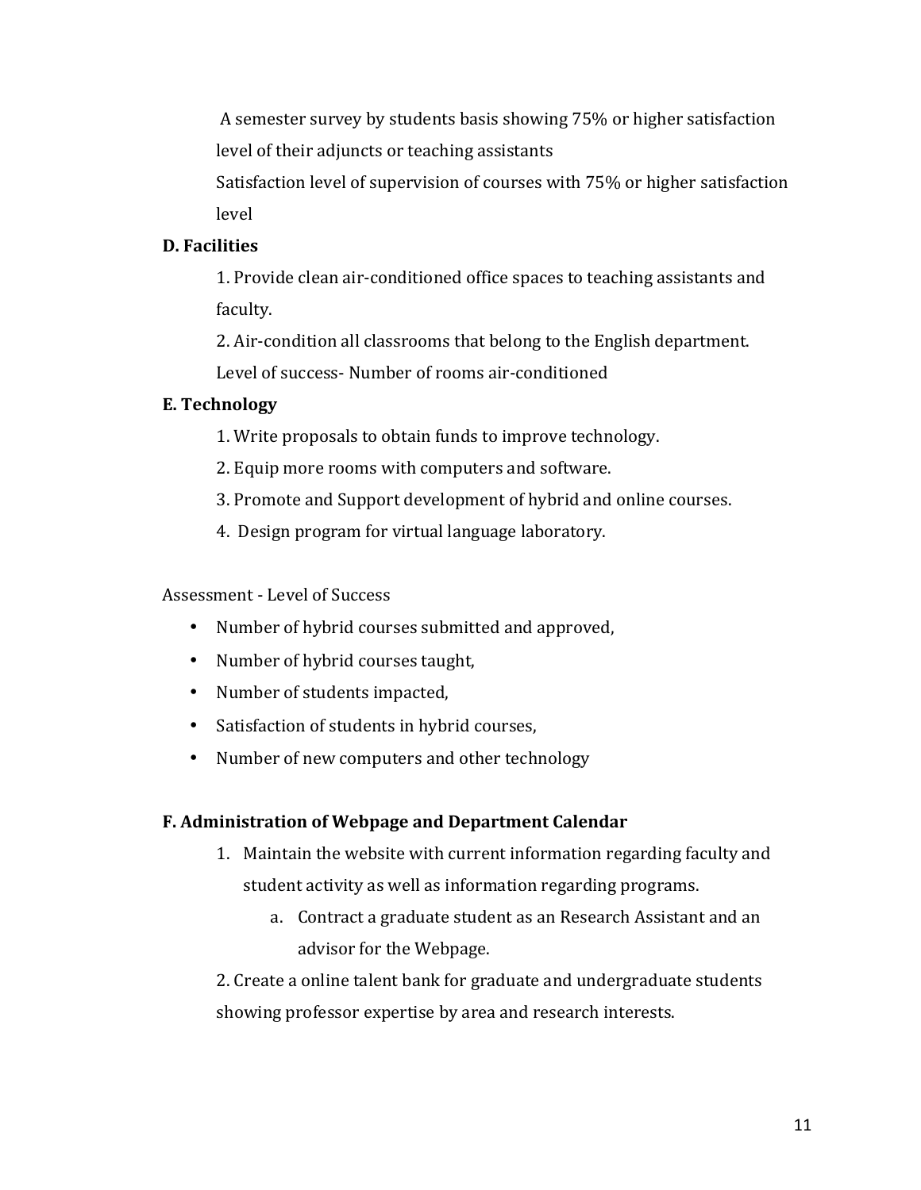A semester survey by students basis showing 75% or higher satisfaction level of their adjuncts or teaching assistants

Satisfaction level of supervision of courses with 75% or higher satisfaction level

**D. Facilities**

1. Provide clean air-conditioned office spaces to teaching assistants and faculty.
2. Air-condition all classrooms that belong to the English department.

Level of success- Number of rooms air-conditioned

**E. Technology**

1. Write proposals to obtain funds to improve technology.
2. Equip more rooms with computers and software.
3. Promote and Support development of hybrid and online courses.
4. Design program for virtual language laboratory.

Assessment - Level of Success

- Number of hybrid courses submitted and approved,
- Number of hybrid courses taught,
- Number of students impacted,
- Satisfaction of students in hybrid courses,
- Number of new computers and other technology

**F. Administration of Webpage and Department Calendar**

1. Maintain the website with current information regarding faculty and student activity as well as information regarding programs.
    a. Contract a graduate student as an Research Assistant and an advisor for the Webpage.

2. Create a online talent bank for graduate and undergraduate students showing professor expertise by area and research interests.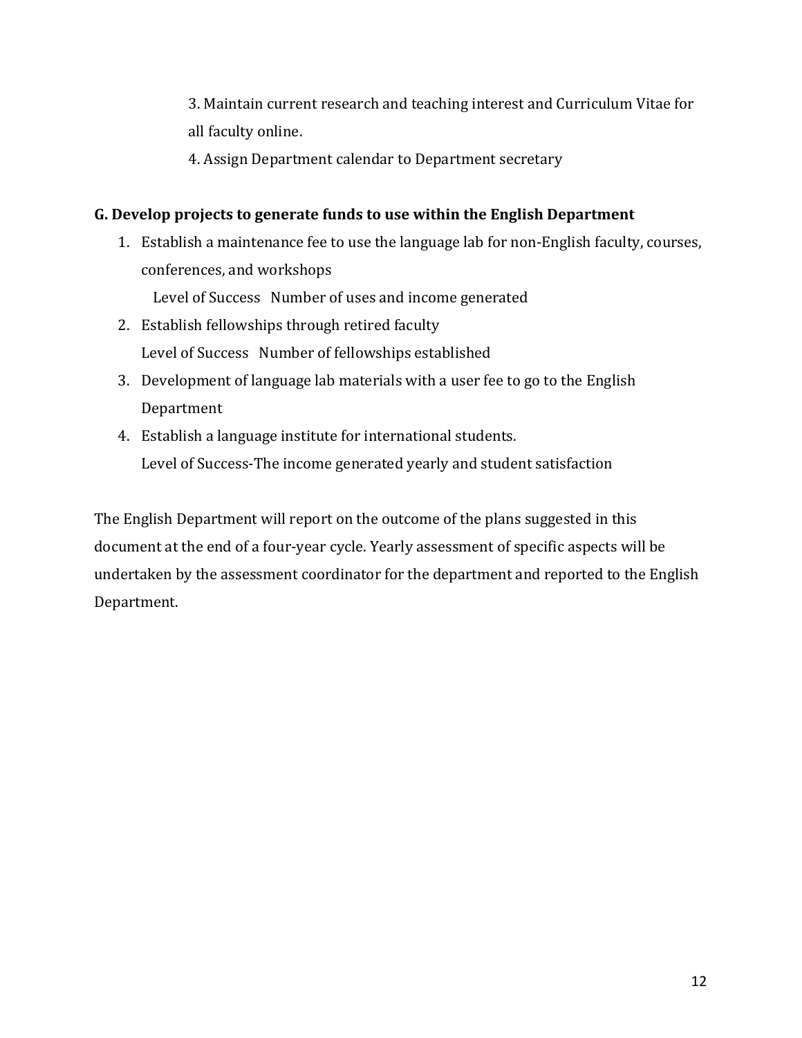3. Maintain current research and teaching interest and Curriculum Vitae for all faculty online.
4. Assign Department calendar to Department secretary

**G. Develop projects to generate funds to use within the English Department**

1. Establish a maintenance fee to use the language lab for non-English faculty, courses, conferences, and workshops
   Level of Success   Number of uses and income generated
2. Establish fellowships through retired faculty
   Level of Success   Number of fellowships established
3. Development of language lab materials with a user fee to go to the English Department
4. Establish a language institute for international students.
   Level of Success-The income generated yearly and student satisfaction

The English Department will report on the outcome of the plans suggested in this document at the end of a four-year cycle. Yearly assessment of specific aspects will be undertaken by the assessment coordinator for the department and reported to the English Department.